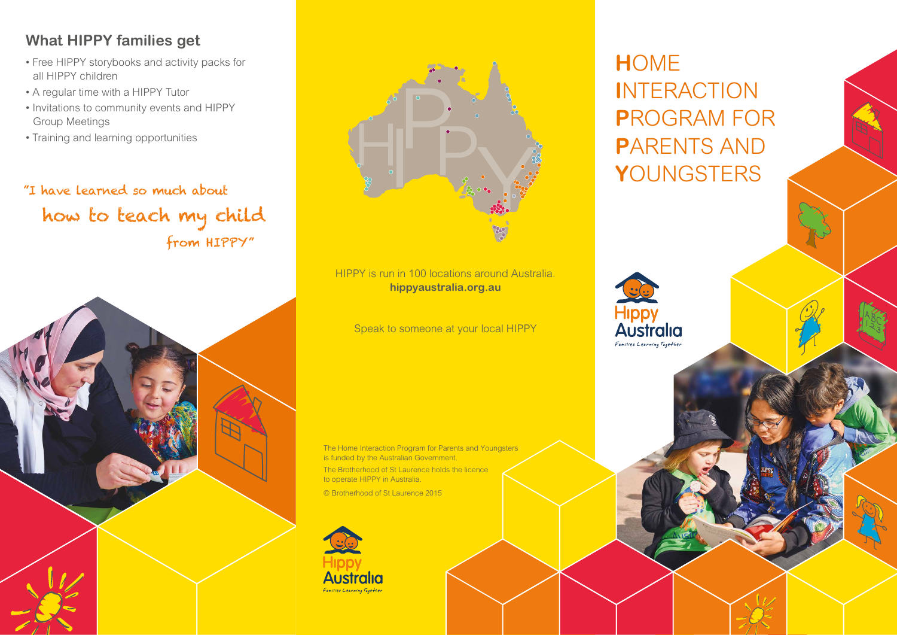## What HIPPY families get

- Free HIPPY storybooks and activity packs for all HIPPY children
- A regular time with a HIPPY Tutor
- Invitations to community events and HIPPY Group Meetings
- Training and learning opportunities

*"I have learned so much about how to teach my child from HIPPY"*

HIPPY is run in 100 locations around Australia.
**hippyaustralia.org.au**

Speak to someone at your local HIPPY

The Home Interaction Program for Parents and Youngsters is funded by the Australian Government.

The Brotherhood of St Laurence holds the licence to operate HIPPY in Australia.

© Brotherhood of St Laurence 2015

Hippy Australia
*Families Learning Together*

# HOME INTERACTION PROGRAM FOR PARENTS AND YOUNGSTERS

Hippy Australia
*Families Learning Together*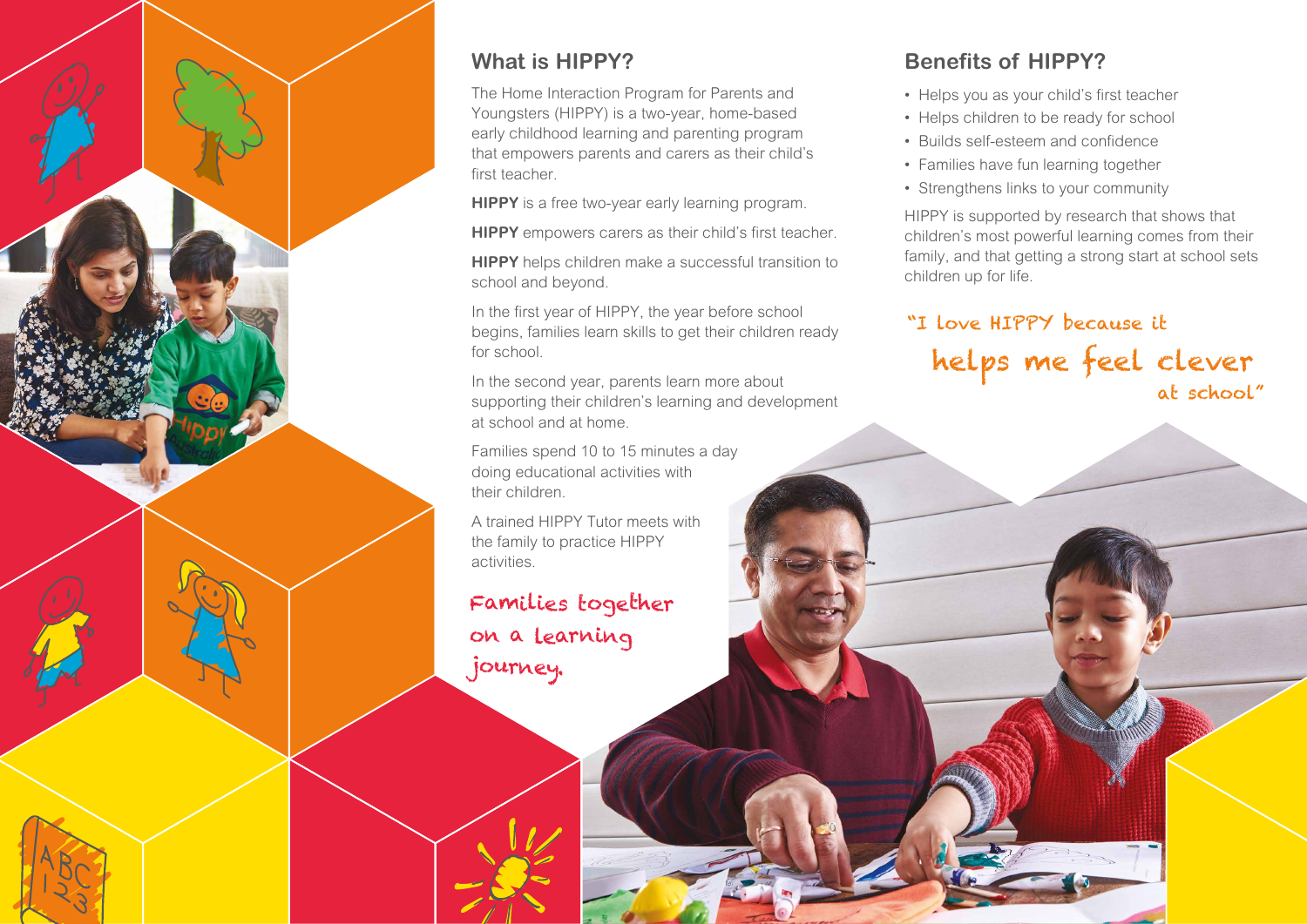## What is HIPPY?

The Home Interaction Program for Parents and Youngsters (HIPPY) is a two-year, home-based early childhood learning and parenting program that empowers parents and carers as their child's first teacher.

**HIPPY** is a free two-year early learning program.

**HIPPY** empowers carers as their child's first teacher.

**HIPPY** helps children make a successful transition to school and beyond.

In the first year of HIPPY, the year before school begins, families learn skills to get their children ready for school.

In the second year, parents learn more about supporting their children's learning and development at school and at home.

Families spend 10 to 15 minutes a day doing educational activities with their children.

A trained HIPPY Tutor meets with the family to practice HIPPY activities.

*Families together on a learning journey.*

## Benefits of HIPPY?

- Helps you as your child's first teacher
- Helps children to be ready for school
- Builds self-esteem and confidence
- Families have fun learning together
- Strengthens links to your community

HIPPY is supported by research that shows that children's most powerful learning comes from their family, and that getting a strong start at school sets children up for life.

*"I love HIPPY because it helps me feel clever at school"*